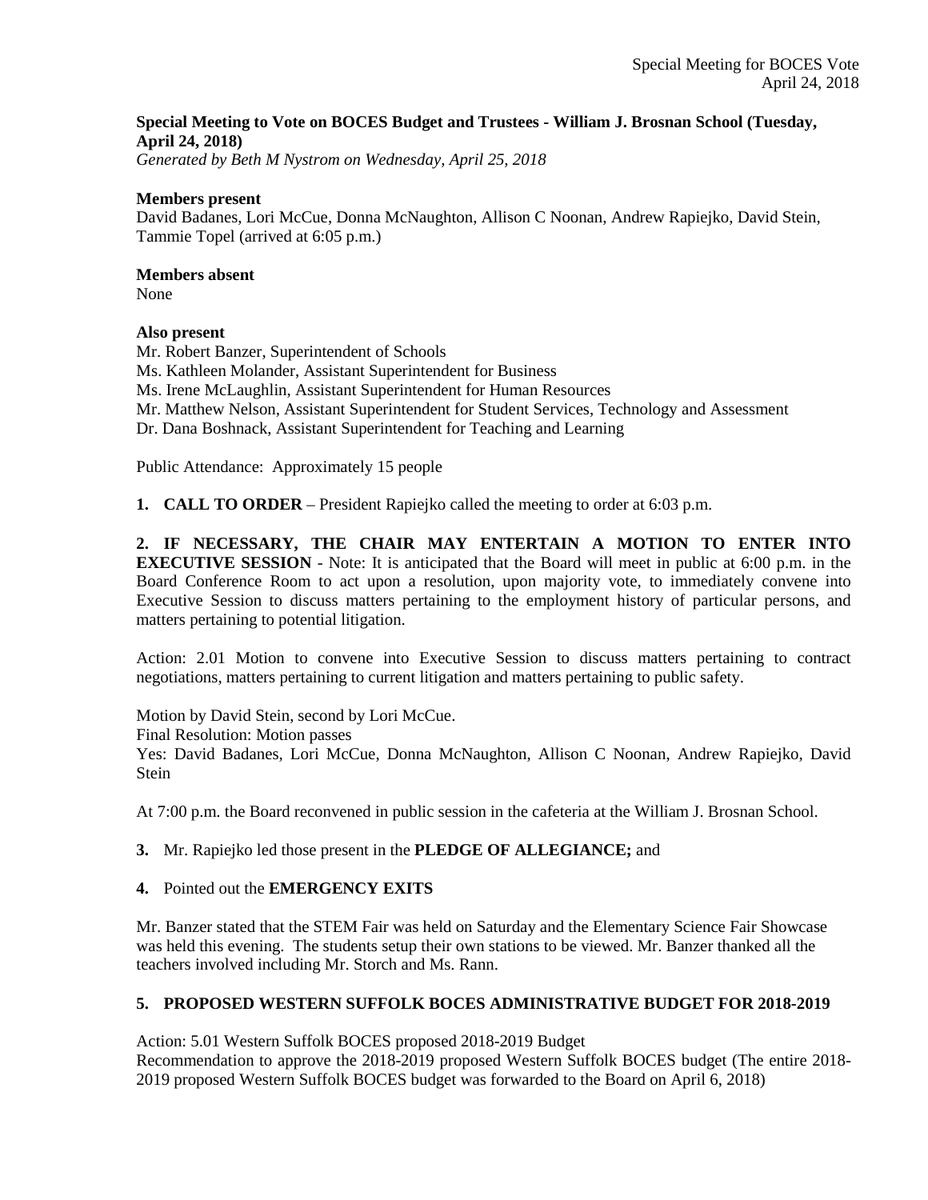**Special Meeting to Vote on BOCES Budget and Trustees - William J. Brosnan School (Tuesday, April 24, 2018)**

*Generated by Beth M Nystrom on Wednesday, April 25, 2018*

**Members present**

David Badanes, Lori McCue, Donna McNaughton, Allison C Noonan, Andrew Rapiejko, David Stein, Tammie Topel (arrived at 6:05 p.m.)

**Members absent**

None

**Also present**

Mr. Robert Banzer, Superintendent of Schools
Ms. Kathleen Molander, Assistant Superintendent for Business
Ms. Irene McLaughlin, Assistant Superintendent for Human Resources
Mr. Matthew Nelson, Assistant Superintendent for Student Services, Technology and Assessment
Dr. Dana Boshnack, Assistant Superintendent for Teaching and Learning

Public Attendance: Approximately 15 people

**1. CALL TO ORDER** – President Rapiejko called the meeting to order at 6:03 p.m.

**2. IF NECESSARY, THE CHAIR MAY ENTERTAIN A MOTION TO ENTER INTO EXECUTIVE SESSION** - Note: It is anticipated that the Board will meet in public at 6:00 p.m. in the Board Conference Room to act upon a resolution, upon majority vote, to immediately convene into Executive Session to discuss matters pertaining to the employment history of particular persons, and matters pertaining to potential litigation.

Action: 2.01 Motion to convene into Executive Session to discuss matters pertaining to contract negotiations, matters pertaining to current litigation and matters pertaining to public safety.

Motion by David Stein, second by Lori McCue.
Final Resolution: Motion passes
Yes: David Badanes, Lori McCue, Donna McNaughton, Allison C Noonan, Andrew Rapiejko, David Stein

At 7:00 p.m. the Board reconvened in public session in the cafeteria at the William J. Brosnan School.

**3.** Mr. Rapiejko led those present in the **PLEDGE OF ALLEGIANCE;** and

**4.** Pointed out the **EMERGENCY EXITS**

Mr. Banzer stated that the STEM Fair was held on Saturday and the Elementary Science Fair Showcase was held this evening. The students setup their own stations to be viewed. Mr. Banzer thanked all the teachers involved including Mr. Storch and Ms. Rann.

**5. PROPOSED WESTERN SUFFOLK BOCES ADMINISTRATIVE BUDGET FOR 2018-2019**

Action: 5.01 Western Suffolk BOCES proposed 2018-2019 Budget
Recommendation to approve the 2018-2019 proposed Western Suffolk BOCES budget (The entire 2018-2019 proposed Western Suffolk BOCES budget was forwarded to the Board on April 6, 2018)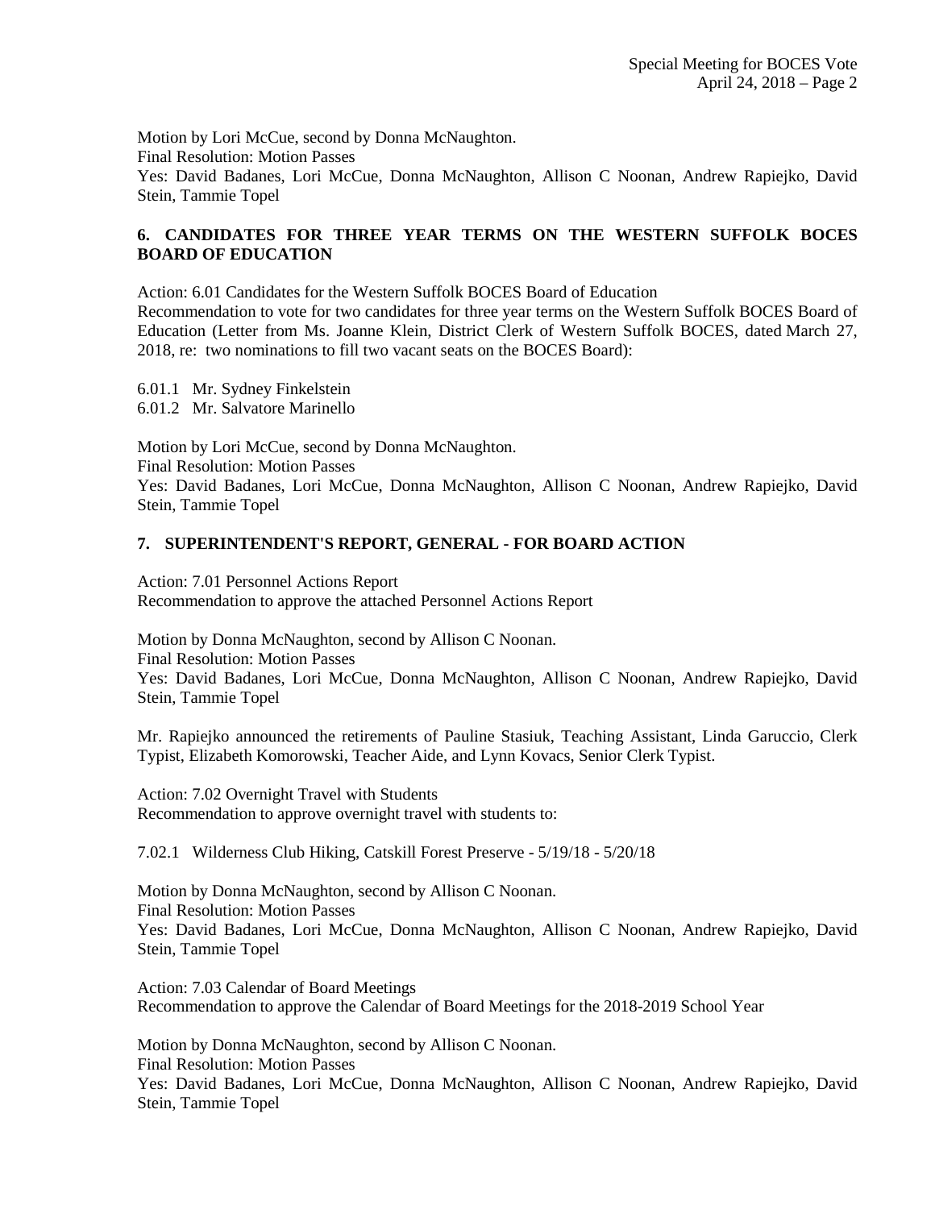Motion by Lori McCue, second by Donna McNaughton.
Final Resolution: Motion Passes
Yes: David Badanes, Lori McCue, Donna McNaughton, Allison C Noonan, Andrew Rapiejko, David Stein, Tammie Topel

**6. CANDIDATES FOR THREE YEAR TERMS ON THE WESTERN SUFFOLK BOCES BOARD OF EDUCATION**

Action: 6.01 Candidates for the Western Suffolk BOCES Board of Education
Recommendation to vote for two candidates for three year terms on the Western Suffolk BOCES Board of Education (Letter from Ms. Joanne Klein, District Clerk of Western Suffolk BOCES, dated March 27, 2018, re: two nominations to fill two vacant seats on the BOCES Board):

6.01.1 Mr. Sydney Finkelstein
6.01.2 Mr. Salvatore Marinello

Motion by Lori McCue, second by Donna McNaughton.
Final Resolution: Motion Passes
Yes: David Badanes, Lori McCue, Donna McNaughton, Allison C Noonan, Andrew Rapiejko, David Stein, Tammie Topel

**7. SUPERINTENDENT'S REPORT, GENERAL - FOR BOARD ACTION**

Action: 7.01 Personnel Actions Report
Recommendation to approve the attached Personnel Actions Report

Motion by Donna McNaughton, second by Allison C Noonan.
Final Resolution: Motion Passes
Yes: David Badanes, Lori McCue, Donna McNaughton, Allison C Noonan, Andrew Rapiejko, David Stein, Tammie Topel

Mr. Rapiejko announced the retirements of Pauline Stasiuk, Teaching Assistant, Linda Garuccio, Clerk Typist, Elizabeth Komorowski, Teacher Aide, and Lynn Kovacs, Senior Clerk Typist.

Action: 7.02 Overnight Travel with Students
Recommendation to approve overnight travel with students to:

7.02.1 Wilderness Club Hiking, Catskill Forest Preserve - 5/19/18 - 5/20/18

Motion by Donna McNaughton, second by Allison C Noonan.
Final Resolution: Motion Passes
Yes: David Badanes, Lori McCue, Donna McNaughton, Allison C Noonan, Andrew Rapiejko, David Stein, Tammie Topel

Action: 7.03 Calendar of Board Meetings
Recommendation to approve the Calendar of Board Meetings for the 2018-2019 School Year

Motion by Donna McNaughton, second by Allison C Noonan.
Final Resolution: Motion Passes
Yes: David Badanes, Lori McCue, Donna McNaughton, Allison C Noonan, Andrew Rapiejko, David Stein, Tammie Topel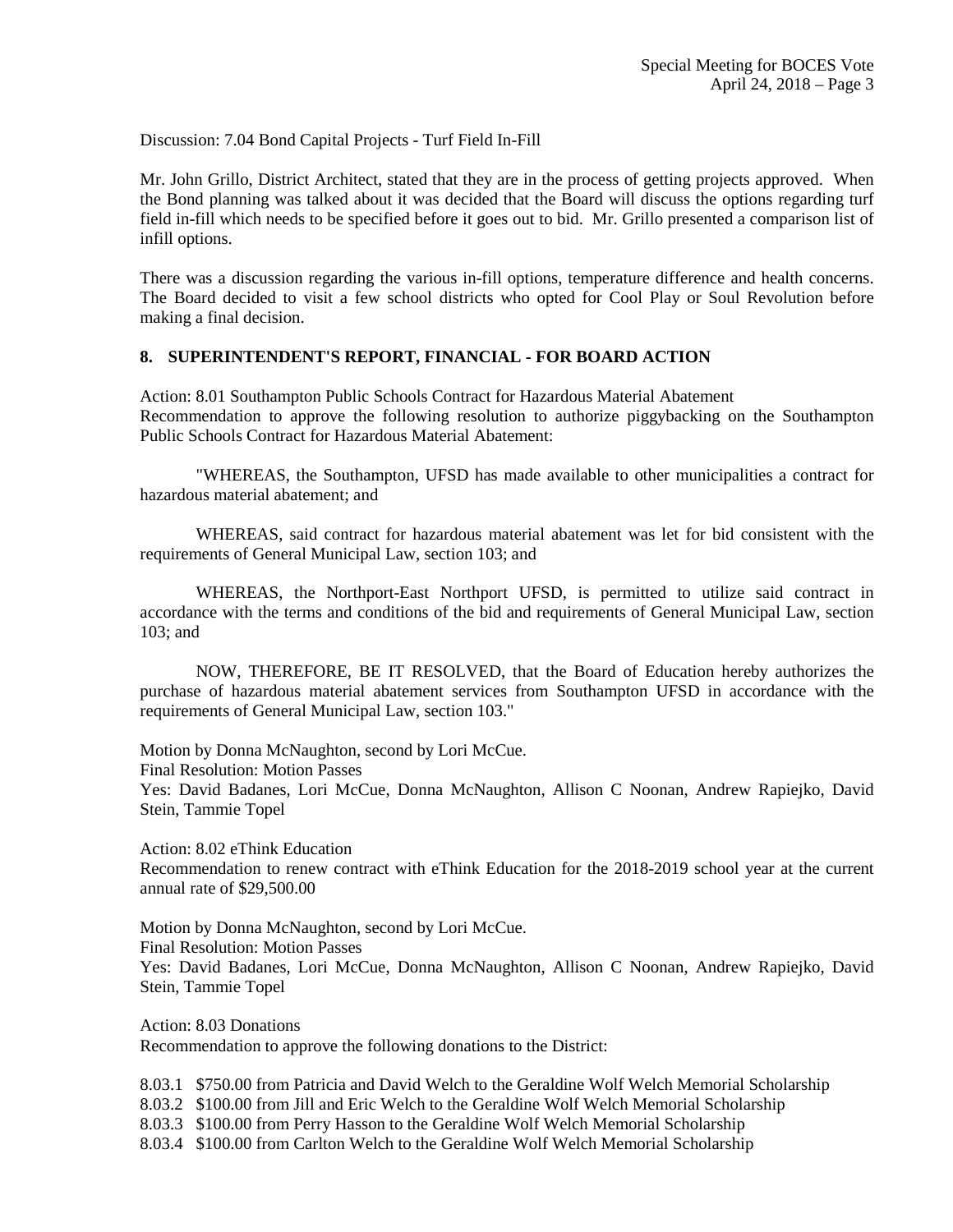Discussion: 7.04 Bond Capital Projects - Turf Field In-Fill

Mr. John Grillo, District Architect, stated that they are in the process of getting projects approved. When the Bond planning was talked about it was decided that the Board will discuss the options regarding turf field in-fill which needs to be specified before it goes out to bid. Mr. Grillo presented a comparison list of infill options.

There was a discussion regarding the various in-fill options, temperature difference and health concerns. The Board decided to visit a few school districts who opted for Cool Play or Soul Revolution before making a final decision.

**8. SUPERINTENDENT'S REPORT, FINANCIAL - FOR BOARD ACTION**

Action: 8.01 Southampton Public Schools Contract for Hazardous Material Abatement
Recommendation to approve the following resolution to authorize piggybacking on the Southampton Public Schools Contract for Hazardous Material Abatement:

"WHEREAS, the Southampton, UFSD has made available to other municipalities a contract for hazardous material abatement; and

WHEREAS, said contract for hazardous material abatement was let for bid consistent with the requirements of General Municipal Law, section 103; and

WHEREAS, the Northport-East Northport UFSD, is permitted to utilize said contract in accordance with the terms and conditions of the bid and requirements of General Municipal Law, section 103; and

NOW, THEREFORE, BE IT RESOLVED, that the Board of Education hereby authorizes the purchase of hazardous material abatement services from Southampton UFSD in accordance with the requirements of General Municipal Law, section 103."

Motion by Donna McNaughton, second by Lori McCue.
Final Resolution: Motion Passes
Yes: David Badanes, Lori McCue, Donna McNaughton, Allison C Noonan, Andrew Rapiejko, David Stein, Tammie Topel

Action: 8.02 eThink Education
Recommendation to renew contract with eThink Education for the 2018-2019 school year at the current annual rate of $29,500.00

Motion by Donna McNaughton, second by Lori McCue.
Final Resolution: Motion Passes
Yes: David Badanes, Lori McCue, Donna McNaughton, Allison C Noonan, Andrew Rapiejko, David Stein, Tammie Topel

Action: 8.03 Donations
Recommendation to approve the following donations to the District:

8.03.1 $750.00 from Patricia and David Welch to the Geraldine Wolf Welch Memorial Scholarship
8.03.2 $100.00 from Jill and Eric Welch to the Geraldine Wolf Welch Memorial Scholarship
8.03.3 $100.00 from Perry Hasson to the Geraldine Wolf Welch Memorial Scholarship
8.03.4 $100.00 from Carlton Welch to the Geraldine Wolf Welch Memorial Scholarship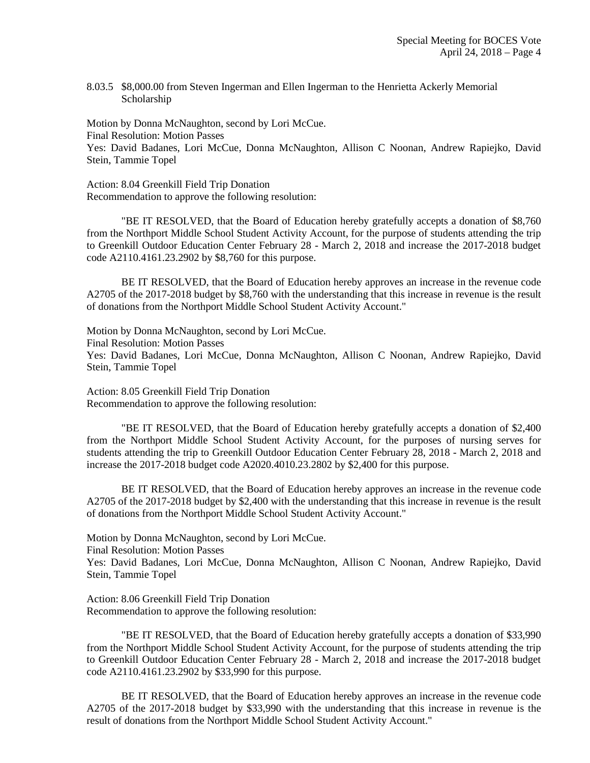8.03.5 $8,000.00 from Steven Ingerman and Ellen Ingerman to the Henrietta Ackerly Memorial Scholarship

Motion by Donna McNaughton, second by Lori McCue.
Final Resolution: Motion Passes
Yes: David Badanes, Lori McCue, Donna McNaughton, Allison C Noonan, Andrew Rapiejko, David Stein, Tammie Topel

Action: 8.04 Greenkill Field Trip Donation
Recommendation to approve the following resolution:

"BE IT RESOLVED, that the Board of Education hereby gratefully accepts a donation of $8,760 from the Northport Middle School Student Activity Account, for the purpose of students attending the trip to Greenkill Outdoor Education Center February 28 - March 2, 2018 and increase the 2017-2018 budget code A2110.4161.23.2902 by $8,760 for this purpose.

BE IT RESOLVED, that the Board of Education hereby approves an increase in the revenue code A2705 of the 2017-2018 budget by $8,760 with the understanding that this increase in revenue is the result of donations from the Northport Middle School Student Activity Account."

Motion by Donna McNaughton, second by Lori McCue.
Final Resolution: Motion Passes
Yes: David Badanes, Lori McCue, Donna McNaughton, Allison C Noonan, Andrew Rapiejko, David Stein, Tammie Topel

Action: 8.05 Greenkill Field Trip Donation
Recommendation to approve the following resolution:

"BE IT RESOLVED, that the Board of Education hereby gratefully accepts a donation of $2,400 from the Northport Middle School Student Activity Account, for the purposes of nursing serves for students attending the trip to Greenkill Outdoor Education Center February 28, 2018 - March 2, 2018 and increase the 2017-2018 budget code A2020.4010.23.2802 by $2,400 for this purpose.

BE IT RESOLVED, that the Board of Education hereby approves an increase in the revenue code A2705 of the 2017-2018 budget by $2,400 with the understanding that this increase in revenue is the result of donations from the Northport Middle School Student Activity Account."

Motion by Donna McNaughton, second by Lori McCue.
Final Resolution: Motion Passes
Yes: David Badanes, Lori McCue, Donna McNaughton, Allison C Noonan, Andrew Rapiejko, David Stein, Tammie Topel

Action: 8.06 Greenkill Field Trip Donation
Recommendation to approve the following resolution:

"BE IT RESOLVED, that the Board of Education hereby gratefully accepts a donation of $33,990 from the Northport Middle School Student Activity Account, for the purpose of students attending the trip to Greenkill Outdoor Education Center February 28 - March 2, 2018 and increase the 2017-2018 budget code A2110.4161.23.2902 by $33,990 for this purpose.

BE IT RESOLVED, that the Board of Education hereby approves an increase in the revenue code A2705 of the 2017-2018 budget by $33,990 with the understanding that this increase in revenue is the result of donations from the Northport Middle School Student Activity Account."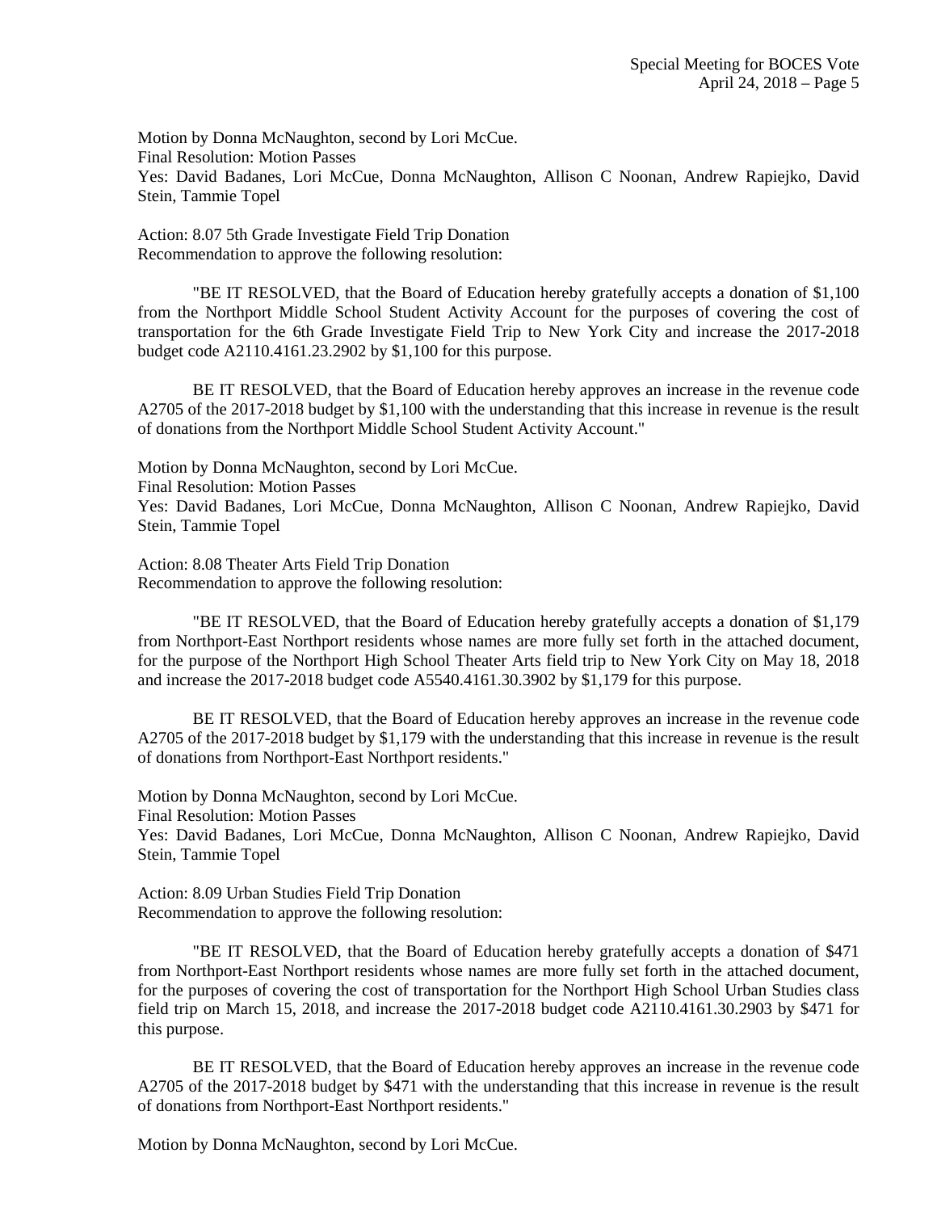Motion by Donna McNaughton, second by Lori McCue.
Final Resolution: Motion Passes
Yes: David Badanes, Lori McCue, Donna McNaughton, Allison C Noonan, Andrew Rapiejko, David Stein, Tammie Topel

Action: 8.07 5th Grade Investigate Field Trip Donation
Recommendation to approve the following resolution:

"BE IT RESOLVED, that the Board of Education hereby gratefully accepts a donation of $1,100 from the Northport Middle School Student Activity Account for the purposes of covering the cost of transportation for the 6th Grade Investigate Field Trip to New York City and increase the 2017-2018 budget code A2110.4161.23.2902 by $1,100 for this purpose.

BE IT RESOLVED, that the Board of Education hereby approves an increase in the revenue code A2705 of the 2017-2018 budget by $1,100 with the understanding that this increase in revenue is the result of donations from the Northport Middle School Student Activity Account."

Motion by Donna McNaughton, second by Lori McCue.
Final Resolution: Motion Passes
Yes: David Badanes, Lori McCue, Donna McNaughton, Allison C Noonan, Andrew Rapiejko, David Stein, Tammie Topel

Action: 8.08 Theater Arts Field Trip Donation
Recommendation to approve the following resolution:

"BE IT RESOLVED, that the Board of Education hereby gratefully accepts a donation of $1,179 from Northport-East Northport residents whose names are more fully set forth in the attached document, for the purpose of the Northport High School Theater Arts field trip to New York City on May 18, 2018 and increase the 2017-2018 budget code A5540.4161.30.3902 by $1,179 for this purpose.

BE IT RESOLVED, that the Board of Education hereby approves an increase in the revenue code A2705 of the 2017-2018 budget by $1,179 with the understanding that this increase in revenue is the result of donations from Northport-East Northport residents."

Motion by Donna McNaughton, second by Lori McCue.
Final Resolution: Motion Passes
Yes: David Badanes, Lori McCue, Donna McNaughton, Allison C Noonan, Andrew Rapiejko, David Stein, Tammie Topel

Action: 8.09 Urban Studies Field Trip Donation
Recommendation to approve the following resolution:

"BE IT RESOLVED, that the Board of Education hereby gratefully accepts a donation of $471 from Northport-East Northport residents whose names are more fully set forth in the attached document, for the purposes of covering the cost of transportation for the Northport High School Urban Studies class field trip on March 15, 2018, and increase the 2017-2018 budget code A2110.4161.30.2903 by $471 for this purpose.

BE IT RESOLVED, that the Board of Education hereby approves an increase in the revenue code A2705 of the 2017-2018 budget by $471 with the understanding that this increase in revenue is the result of donations from Northport-East Northport residents."

Motion by Donna McNaughton, second by Lori McCue.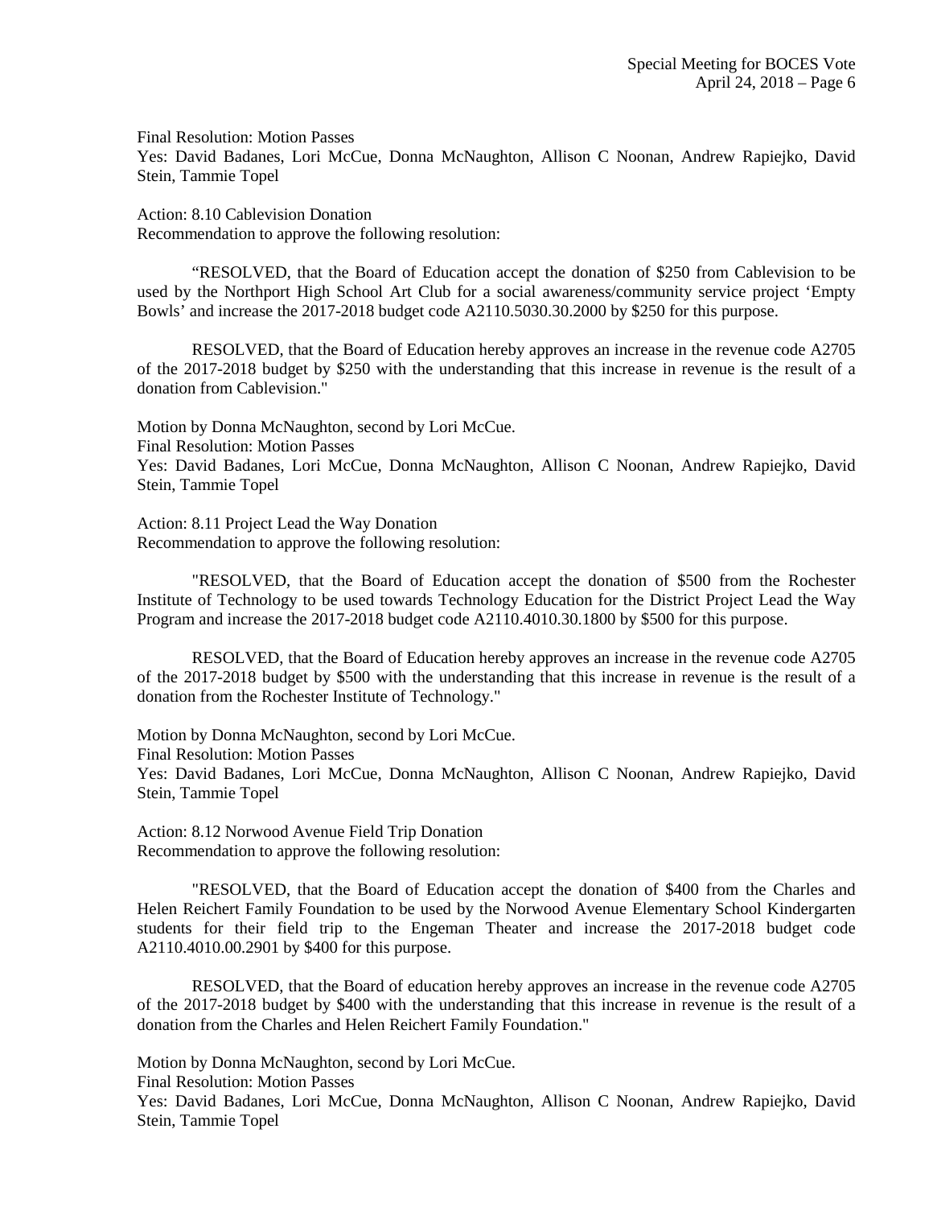Final Resolution: Motion Passes
Yes: David Badanes, Lori McCue, Donna McNaughton, Allison C Noonan, Andrew Rapiejko, David Stein, Tammie Topel

Action: 8.10 Cablevision Donation
Recommendation to approve the following resolution:

"RESOLVED, that the Board of Education accept the donation of $250 from Cablevision to be used by the Northport High School Art Club for a social awareness/community service project 'Empty Bowls' and increase the 2017-2018 budget code A2110.5030.30.2000 by $250 for this purpose.

RESOLVED, that the Board of Education hereby approves an increase in the revenue code A2705 of the 2017-2018 budget by $250 with the understanding that this increase in revenue is the result of a donation from Cablevision."

Motion by Donna McNaughton, second by Lori McCue.
Final Resolution: Motion Passes
Yes: David Badanes, Lori McCue, Donna McNaughton, Allison C Noonan, Andrew Rapiejko, David Stein, Tammie Topel

Action: 8.11 Project Lead the Way Donation
Recommendation to approve the following resolution:

"RESOLVED, that the Board of Education accept the donation of $500 from the Rochester Institute of Technology to be used towards Technology Education for the District Project Lead the Way Program and increase the 2017-2018 budget code A2110.4010.30.1800 by $500 for this purpose.

RESOLVED, that the Board of Education hereby approves an increase in the revenue code A2705 of the 2017-2018 budget by $500 with the understanding that this increase in revenue is the result of a donation from the Rochester Institute of Technology."

Motion by Donna McNaughton, second by Lori McCue.
Final Resolution: Motion Passes
Yes: David Badanes, Lori McCue, Donna McNaughton, Allison C Noonan, Andrew Rapiejko, David Stein, Tammie Topel

Action: 8.12 Norwood Avenue Field Trip Donation
Recommendation to approve the following resolution:

"RESOLVED, that the Board of Education accept the donation of $400 from the Charles and Helen Reichert Family Foundation to be used by the Norwood Avenue Elementary School Kindergarten students for their field trip to the Engeman Theater and increase the 2017-2018 budget code A2110.4010.00.2901 by $400 for this purpose.

RESOLVED, that the Board of education hereby approves an increase in the revenue code A2705 of the 2017-2018 budget by $400 with the understanding that this increase in revenue is the result of a donation from the Charles and Helen Reichert Family Foundation."

Motion by Donna McNaughton, second by Lori McCue.
Final Resolution: Motion Passes
Yes: David Badanes, Lori McCue, Donna McNaughton, Allison C Noonan, Andrew Rapiejko, David Stein, Tammie Topel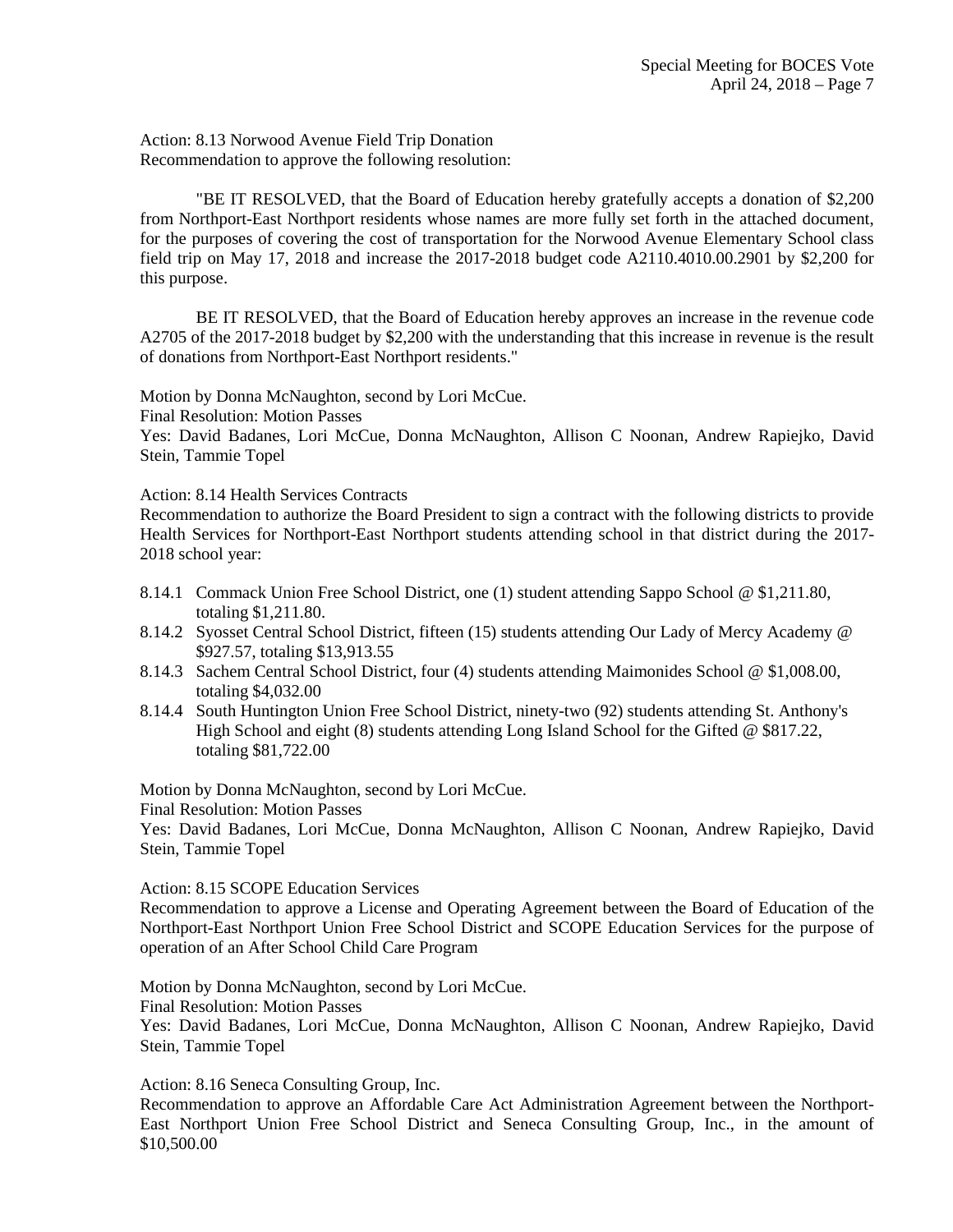Action: 8.13 Norwood Avenue Field Trip Donation
Recommendation to approve the following resolution:

"BE IT RESOLVED, that the Board of Education hereby gratefully accepts a donation of $2,200 from Northport-East Northport residents whose names are more fully set forth in the attached document, for the purposes of covering the cost of transportation for the Norwood Avenue Elementary School class field trip on May 17, 2018 and increase the 2017-2018 budget code A2110.4010.00.2901 by $2,200 for this purpose.

BE IT RESOLVED, that the Board of Education hereby approves an increase in the revenue code A2705 of the 2017-2018 budget by $2,200 with the understanding that this increase in revenue is the result of donations from Northport-East Northport residents."

Motion by Donna McNaughton, second by Lori McCue.
Final Resolution: Motion Passes
Yes: David Badanes, Lori McCue, Donna McNaughton, Allison C Noonan, Andrew Rapiejko, David Stein, Tammie Topel

Action: 8.14 Health Services Contracts
Recommendation to authorize the Board President to sign a contract with the following districts to provide Health Services for Northport-East Northport students attending school in that district during the 2017-2018 school year:

- 8.14.1 Commack Union Free School District, one (1) student attending Sappo School @ $1,211.80, totaling $1,211.80.
- 8.14.2 Syosset Central School District, fifteen (15) students attending Our Lady of Mercy Academy @ $927.57, totaling $13,913.55
- 8.14.3 Sachem Central School District, four (4) students attending Maimonides School @ $1,008.00, totaling $4,032.00
- 8.14.4 South Huntington Union Free School District, ninety-two (92) students attending St. Anthony's High School and eight (8) students attending Long Island School for the Gifted @ $817.22, totaling $81,722.00

Motion by Donna McNaughton, second by Lori McCue.
Final Resolution: Motion Passes
Yes: David Badanes, Lori McCue, Donna McNaughton, Allison C Noonan, Andrew Rapiejko, David Stein, Tammie Topel

Action: 8.15 SCOPE Education Services
Recommendation to approve a License and Operating Agreement between the Board of Education of the Northport-East Northport Union Free School District and SCOPE Education Services for the purpose of operation of an After School Child Care Program

Motion by Donna McNaughton, second by Lori McCue.
Final Resolution: Motion Passes
Yes: David Badanes, Lori McCue, Donna McNaughton, Allison C Noonan, Andrew Rapiejko, David Stein, Tammie Topel

Action: 8.16 Seneca Consulting Group, Inc.
Recommendation to approve an Affordable Care Act Administration Agreement between the Northport-East Northport Union Free School District and Seneca Consulting Group, Inc., in the amount of $10,500.00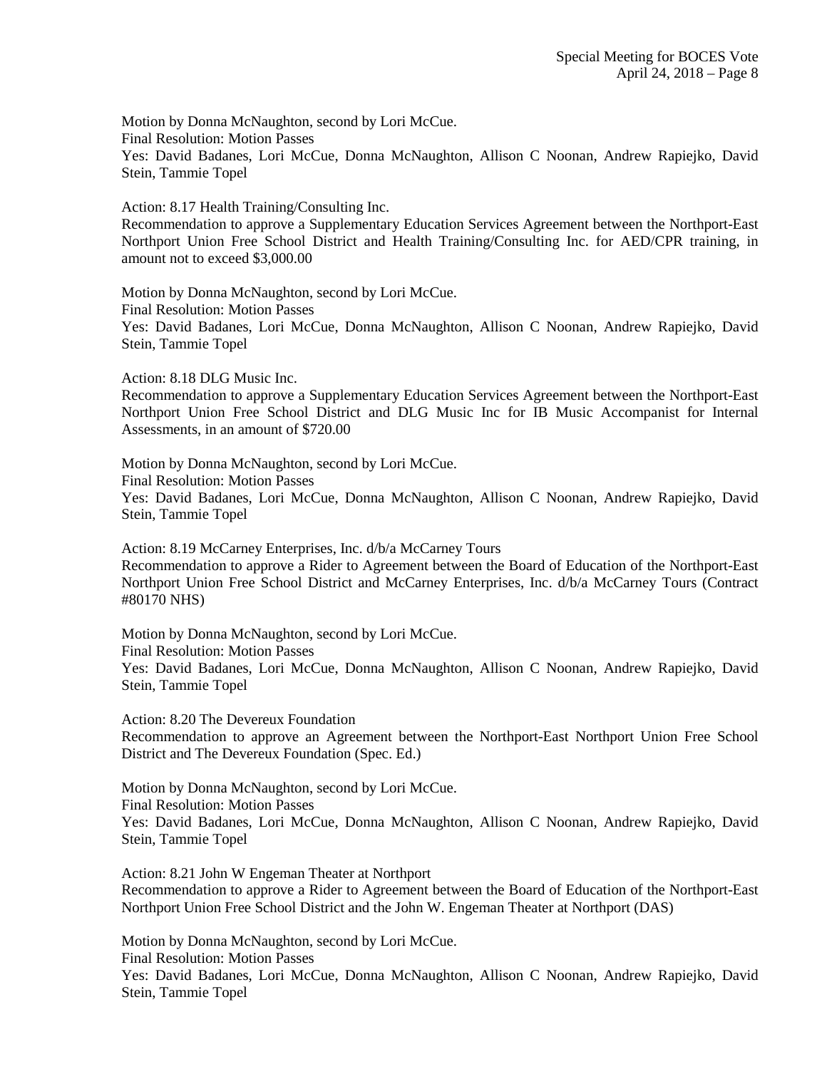Motion by Donna McNaughton, second by Lori McCue.
Final Resolution: Motion Passes
Yes: David Badanes, Lori McCue, Donna McNaughton, Allison C Noonan, Andrew Rapiejko, David Stein, Tammie Topel

Action: 8.17 Health Training/Consulting Inc.
Recommendation to approve a Supplementary Education Services Agreement between the Northport-East Northport Union Free School District and Health Training/Consulting Inc. for AED/CPR training, in amount not to exceed $3,000.00

Motion by Donna McNaughton, second by Lori McCue.
Final Resolution: Motion Passes
Yes: David Badanes, Lori McCue, Donna McNaughton, Allison C Noonan, Andrew Rapiejko, David Stein, Tammie Topel

Action: 8.18 DLG Music Inc.
Recommendation to approve a Supplementary Education Services Agreement between the Northport-East Northport Union Free School District and DLG Music Inc for IB Music Accompanist for Internal Assessments, in an amount of $720.00

Motion by Donna McNaughton, second by Lori McCue.
Final Resolution: Motion Passes
Yes: David Badanes, Lori McCue, Donna McNaughton, Allison C Noonan, Andrew Rapiejko, David Stein, Tammie Topel

Action: 8.19 McCarney Enterprises, Inc. d/b/a McCarney Tours
Recommendation to approve a Rider to Agreement between the Board of Education of the Northport-East Northport Union Free School District and McCarney Enterprises, Inc. d/b/a McCarney Tours (Contract #80170 NHS)

Motion by Donna McNaughton, second by Lori McCue.
Final Resolution: Motion Passes
Yes: David Badanes, Lori McCue, Donna McNaughton, Allison C Noonan, Andrew Rapiejko, David Stein, Tammie Topel

Action: 8.20 The Devereux Foundation
Recommendation to approve an Agreement between the Northport-East Northport Union Free School District and The Devereux Foundation (Spec. Ed.)

Motion by Donna McNaughton, second by Lori McCue.
Final Resolution: Motion Passes
Yes: David Badanes, Lori McCue, Donna McNaughton, Allison C Noonan, Andrew Rapiejko, David Stein, Tammie Topel

Action: 8.21 John W Engeman Theater at Northport
Recommendation to approve a Rider to Agreement between the Board of Education of the Northport-East Northport Union Free School District and the John W. Engeman Theater at Northport (DAS)

Motion by Donna McNaughton, second by Lori McCue.
Final Resolution: Motion Passes
Yes: David Badanes, Lori McCue, Donna McNaughton, Allison C Noonan, Andrew Rapiejko, David Stein, Tammie Topel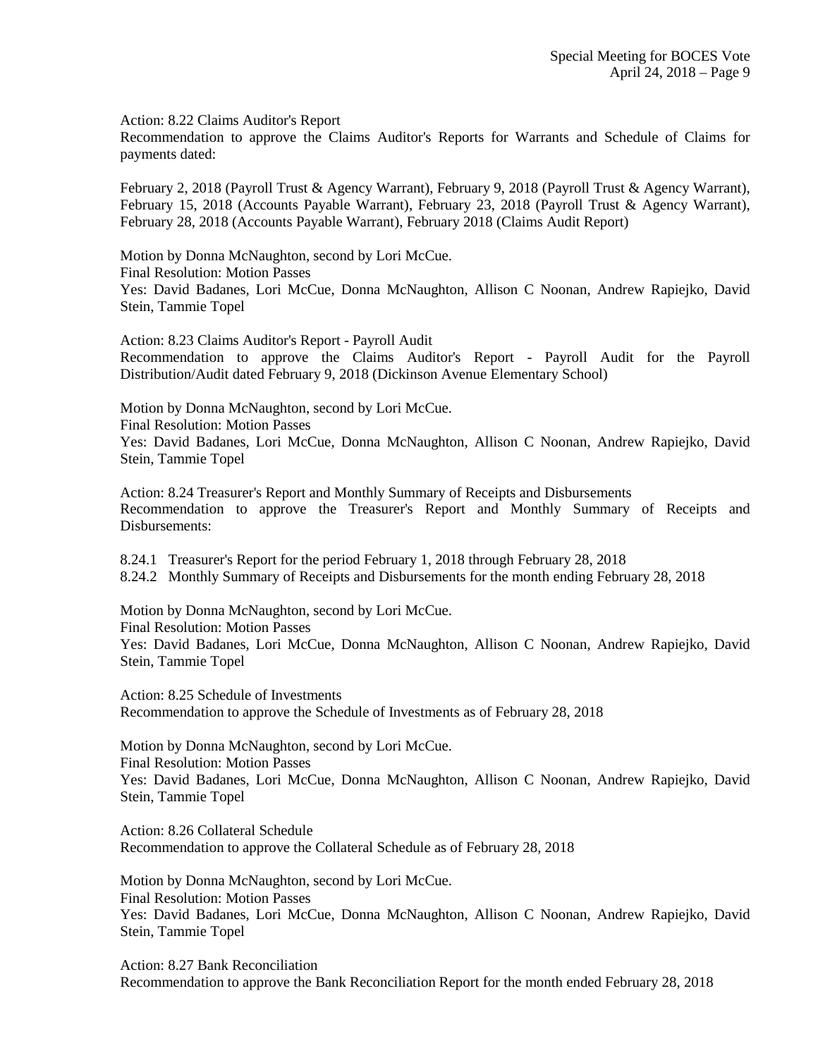Action: 8.22 Claims Auditor's Report
Recommendation to approve the Claims Auditor's Reports for Warrants and Schedule of Claims for payments dated:

February 2, 2018 (Payroll Trust & Agency Warrant), February 9, 2018 (Payroll Trust & Agency Warrant), February 15, 2018 (Accounts Payable Warrant), February 23, 2018 (Payroll Trust & Agency Warrant), February 28, 2018 (Accounts Payable Warrant), February 2018 (Claims Audit Report)

Motion by Donna McNaughton, second by Lori McCue.
Final Resolution: Motion Passes
Yes: David Badanes, Lori McCue, Donna McNaughton, Allison C Noonan, Andrew Rapiejko, David Stein, Tammie Topel

Action: 8.23 Claims Auditor's Report - Payroll Audit
Recommendation to approve the Claims Auditor's Report - Payroll Audit for the Payroll Distribution/Audit dated February 9, 2018 (Dickinson Avenue Elementary School)

Motion by Donna McNaughton, second by Lori McCue.
Final Resolution: Motion Passes
Yes: David Badanes, Lori McCue, Donna McNaughton, Allison C Noonan, Andrew Rapiejko, David Stein, Tammie Topel

Action: 8.24 Treasurer's Report and Monthly Summary of Receipts and Disbursements
Recommendation to approve the Treasurer's Report and Monthly Summary of Receipts and Disbursements:

8.24.1 Treasurer's Report for the period February 1, 2018 through February 28, 2018
8.24.2 Monthly Summary of Receipts and Disbursements for the month ending February 28, 2018

Motion by Donna McNaughton, second by Lori McCue.
Final Resolution: Motion Passes
Yes: David Badanes, Lori McCue, Donna McNaughton, Allison C Noonan, Andrew Rapiejko, David Stein, Tammie Topel

Action: 8.25 Schedule of Investments
Recommendation to approve the Schedule of Investments as of February 28, 2018

Motion by Donna McNaughton, second by Lori McCue.
Final Resolution: Motion Passes
Yes: David Badanes, Lori McCue, Donna McNaughton, Allison C Noonan, Andrew Rapiejko, David Stein, Tammie Topel

Action: 8.26 Collateral Schedule
Recommendation to approve the Collateral Schedule as of February 28, 2018

Motion by Donna McNaughton, second by Lori McCue.
Final Resolution: Motion Passes
Yes: David Badanes, Lori McCue, Donna McNaughton, Allison C Noonan, Andrew Rapiejko, David Stein, Tammie Topel

Action: 8.27 Bank Reconciliation
Recommendation to approve the Bank Reconciliation Report for the month ended February 28, 2018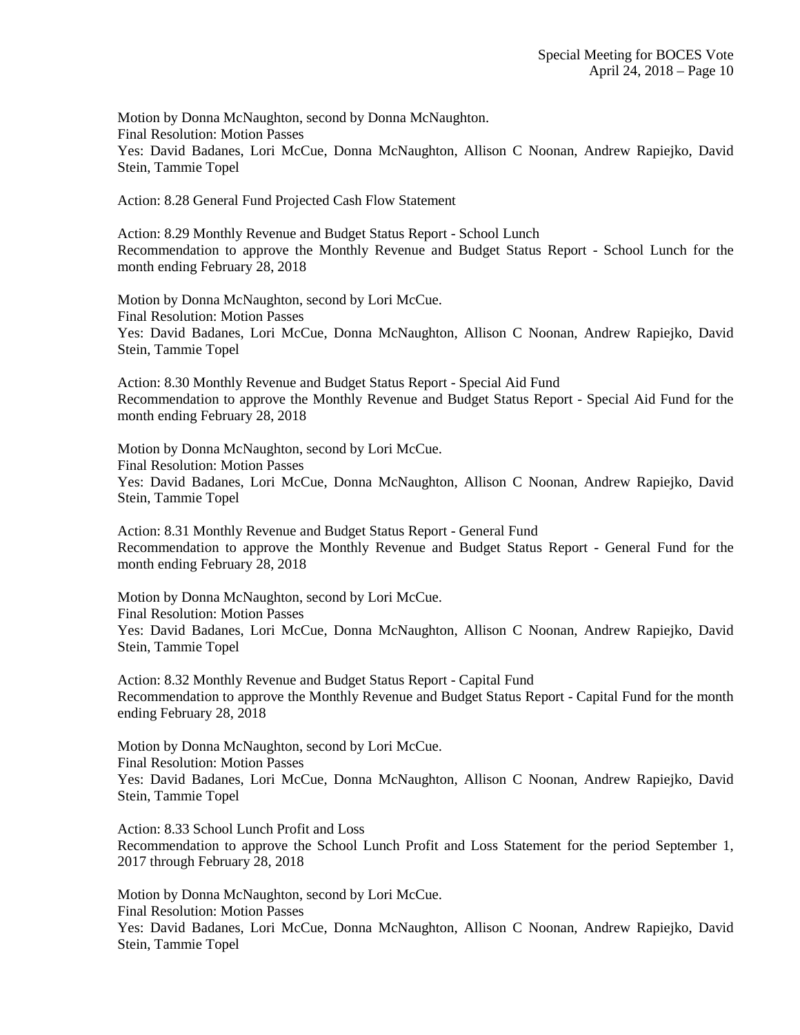Motion by Donna McNaughton, second by Donna McNaughton.
Final Resolution: Motion Passes
Yes: David Badanes, Lori McCue, Donna McNaughton, Allison C Noonan, Andrew Rapiejko, David Stein, Tammie Topel

Action: 8.28 General Fund Projected Cash Flow Statement

Action: 8.29 Monthly Revenue and Budget Status Report - School Lunch
Recommendation to approve the Monthly Revenue and Budget Status Report - School Lunch for the month ending February 28, 2018

Motion by Donna McNaughton, second by Lori McCue.
Final Resolution: Motion Passes
Yes: David Badanes, Lori McCue, Donna McNaughton, Allison C Noonan, Andrew Rapiejko, David Stein, Tammie Topel

Action: 8.30 Monthly Revenue and Budget Status Report - Special Aid Fund
Recommendation to approve the Monthly Revenue and Budget Status Report - Special Aid Fund for the month ending February 28, 2018

Motion by Donna McNaughton, second by Lori McCue.
Final Resolution: Motion Passes
Yes: David Badanes, Lori McCue, Donna McNaughton, Allison C Noonan, Andrew Rapiejko, David Stein, Tammie Topel

Action: 8.31 Monthly Revenue and Budget Status Report - General Fund
Recommendation to approve the Monthly Revenue and Budget Status Report - General Fund for the month ending February 28, 2018

Motion by Donna McNaughton, second by Lori McCue.
Final Resolution: Motion Passes
Yes: David Badanes, Lori McCue, Donna McNaughton, Allison C Noonan, Andrew Rapiejko, David Stein, Tammie Topel

Action: 8.32 Monthly Revenue and Budget Status Report - Capital Fund
Recommendation to approve the Monthly Revenue and Budget Status Report - Capital Fund for the month ending February 28, 2018

Motion by Donna McNaughton, second by Lori McCue.
Final Resolution: Motion Passes
Yes: David Badanes, Lori McCue, Donna McNaughton, Allison C Noonan, Andrew Rapiejko, David Stein, Tammie Topel

Action: 8.33 School Lunch Profit and Loss
Recommendation to approve the School Lunch Profit and Loss Statement for the period September 1, 2017 through February 28, 2018

Motion by Donna McNaughton, second by Lori McCue.
Final Resolution: Motion Passes
Yes: David Badanes, Lori McCue, Donna McNaughton, Allison C Noonan, Andrew Rapiejko, David Stein, Tammie Topel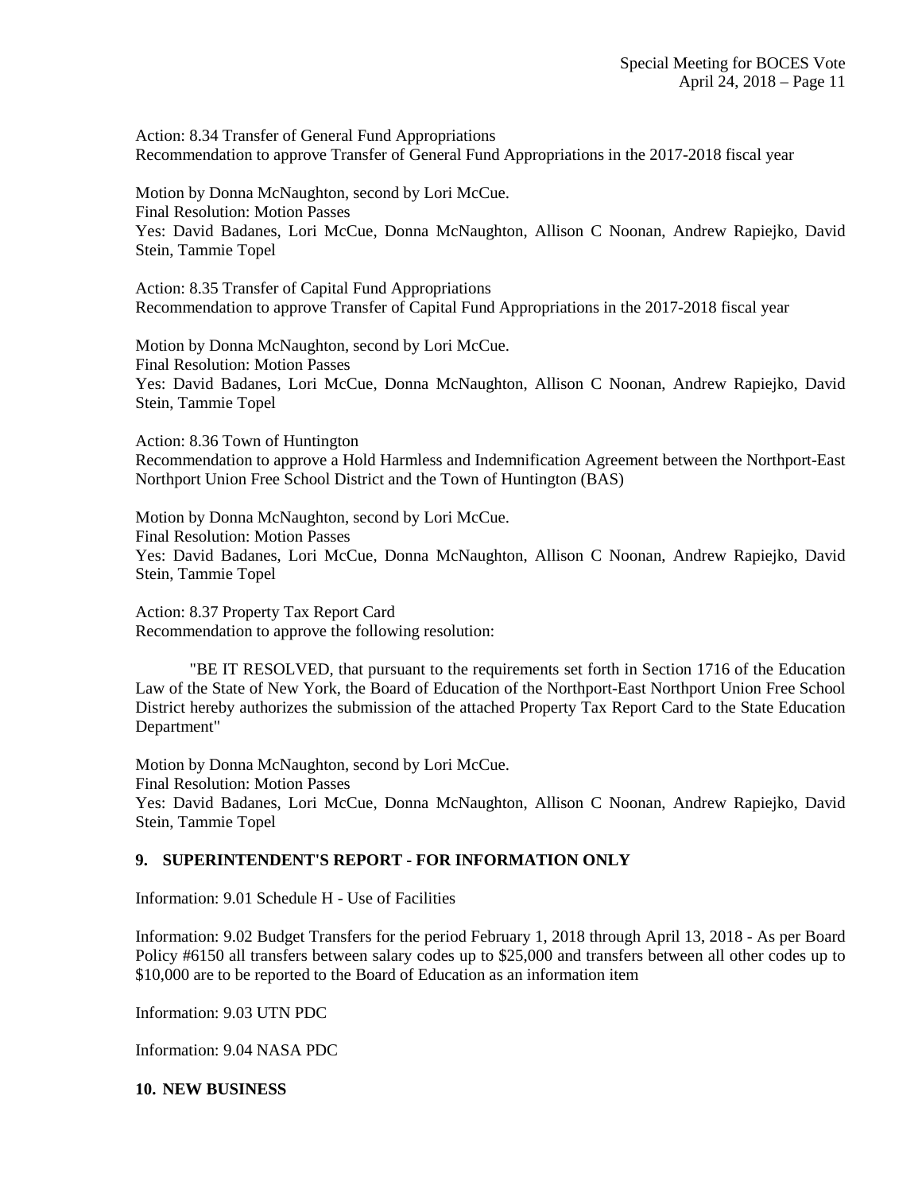Action: 8.34 Transfer of General Fund Appropriations
Recommendation to approve Transfer of General Fund Appropriations in the 2017-2018 fiscal year

Motion by Donna McNaughton, second by Lori McCue.
Final Resolution: Motion Passes
Yes: David Badanes, Lori McCue, Donna McNaughton, Allison C Noonan, Andrew Rapiejko, David Stein, Tammie Topel

Action: 8.35 Transfer of Capital Fund Appropriations
Recommendation to approve Transfer of Capital Fund Appropriations in the 2017-2018 fiscal year

Motion by Donna McNaughton, second by Lori McCue.
Final Resolution: Motion Passes
Yes: David Badanes, Lori McCue, Donna McNaughton, Allison C Noonan, Andrew Rapiejko, David Stein, Tammie Topel

Action: 8.36 Town of Huntington
Recommendation to approve a Hold Harmless and Indemnification Agreement between the Northport-East Northport Union Free School District and the Town of Huntington (BAS)

Motion by Donna McNaughton, second by Lori McCue.
Final Resolution: Motion Passes
Yes: David Badanes, Lori McCue, Donna McNaughton, Allison C Noonan, Andrew Rapiejko, David Stein, Tammie Topel

Action: 8.37 Property Tax Report Card
Recommendation to approve the following resolution:

"BE IT RESOLVED, that pursuant to the requirements set forth in Section 1716 of the Education Law of the State of New York, the Board of Education of the Northport-East Northport Union Free School District hereby authorizes the submission of the attached Property Tax Report Card to the State Education Department"

Motion by Donna McNaughton, second by Lori McCue.
Final Resolution: Motion Passes
Yes: David Badanes, Lori McCue, Donna McNaughton, Allison C Noonan, Andrew Rapiejko, David Stein, Tammie Topel

## 9. SUPERINTENDENT'S REPORT - FOR INFORMATION ONLY

Information: 9.01 Schedule H - Use of Facilities

Information: 9.02 Budget Transfers for the period February 1, 2018 through April 13, 2018 - As per Board Policy #6150 all transfers between salary codes up to $25,000 and transfers between all other codes up to $10,000 are to be reported to the Board of Education as an information item

Information: 9.03 UTN PDC

Information: 9.04 NASA PDC

## 10. NEW BUSINESS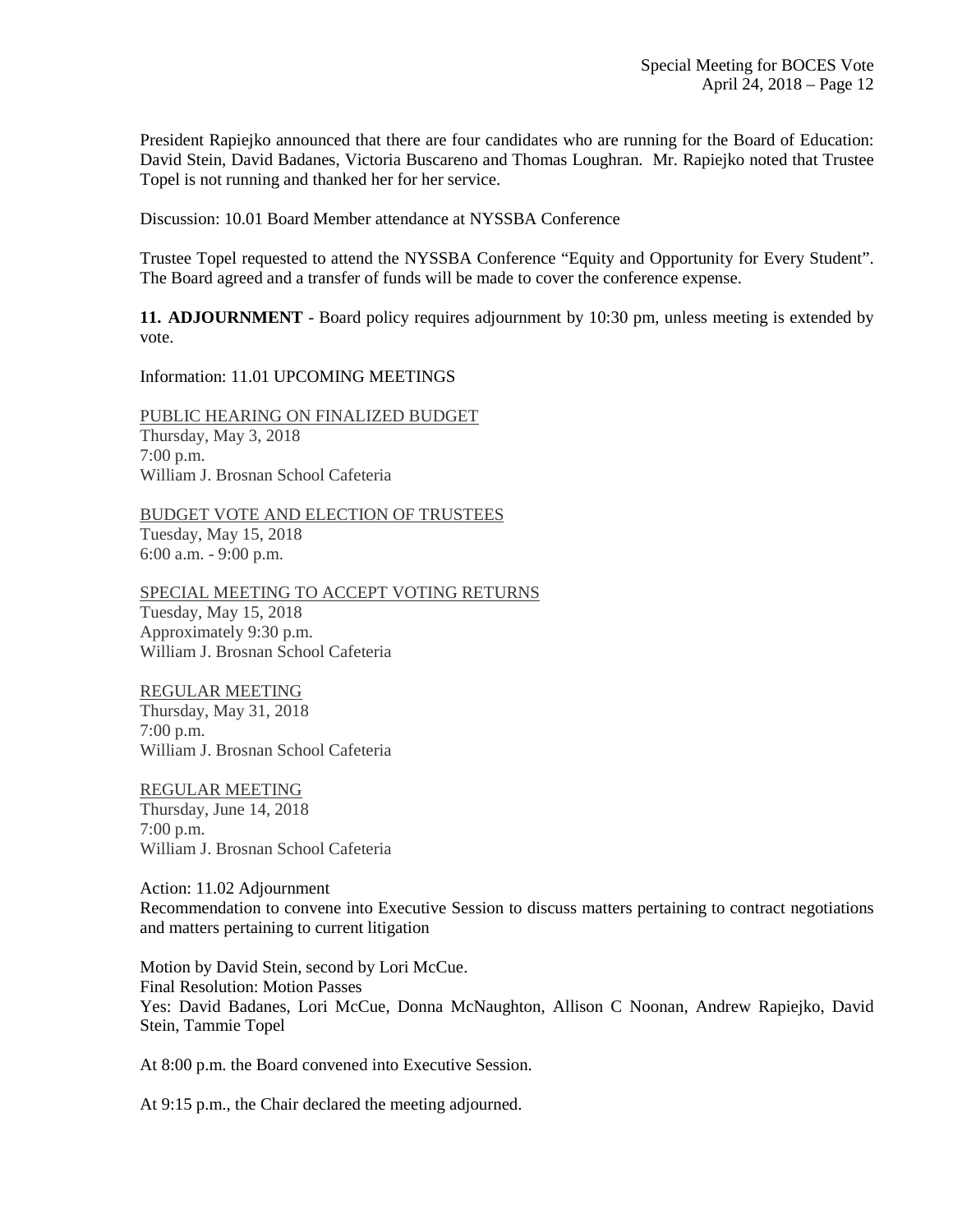President Rapiejko announced that there are four candidates who are running for the Board of Education: David Stein, David Badanes, Victoria Buscareno and Thomas Loughran. Mr. Rapiejko noted that Trustee Topel is not running and thanked her for her service.

Discussion: 10.01 Board Member attendance at NYSSBA Conference

Trustee Topel requested to attend the NYSSBA Conference "Equity and Opportunity for Every Student". The Board agreed and a transfer of funds will be made to cover the conference expense.

**11. ADJOURNMENT** - Board policy requires adjournment by 10:30 pm, unless meeting is extended by vote.

Information: 11.01 UPCOMING MEETINGS

<u>PUBLIC HEARING ON FINALIZED BUDGET</u>
Thursday, May 3, 2018
7:00 p.m.
William J. Brosnan School Cafeteria

<u>BUDGET VOTE AND ELECTION OF TRUSTEES</u>
Tuesday, May 15, 2018
6:00 a.m. - 9:00 p.m.

<u>SPECIAL MEETING TO ACCEPT VOTING RETURNS</u>
Tuesday, May 15, 2018
Approximately 9:30 p.m.
William J. Brosnan School Cafeteria

<u>REGULAR MEETING</u>
Thursday, May 31, 2018
7:00 p.m.
William J. Brosnan School Cafeteria

<u>REGULAR MEETING</u>
Thursday, June 14, 2018
7:00 p.m.
William J. Brosnan School Cafeteria

Action: 11.02 Adjournment
Recommendation to convene into Executive Session to discuss matters pertaining to contract negotiations and matters pertaining to current litigation

Motion by David Stein, second by Lori McCue.
Final Resolution: Motion Passes
Yes: David Badanes, Lori McCue, Donna McNaughton, Allison C Noonan, Andrew Rapiejko, David Stein, Tammie Topel

At 8:00 p.m. the Board convened into Executive Session.

At 9:15 p.m., the Chair declared the meeting adjourned.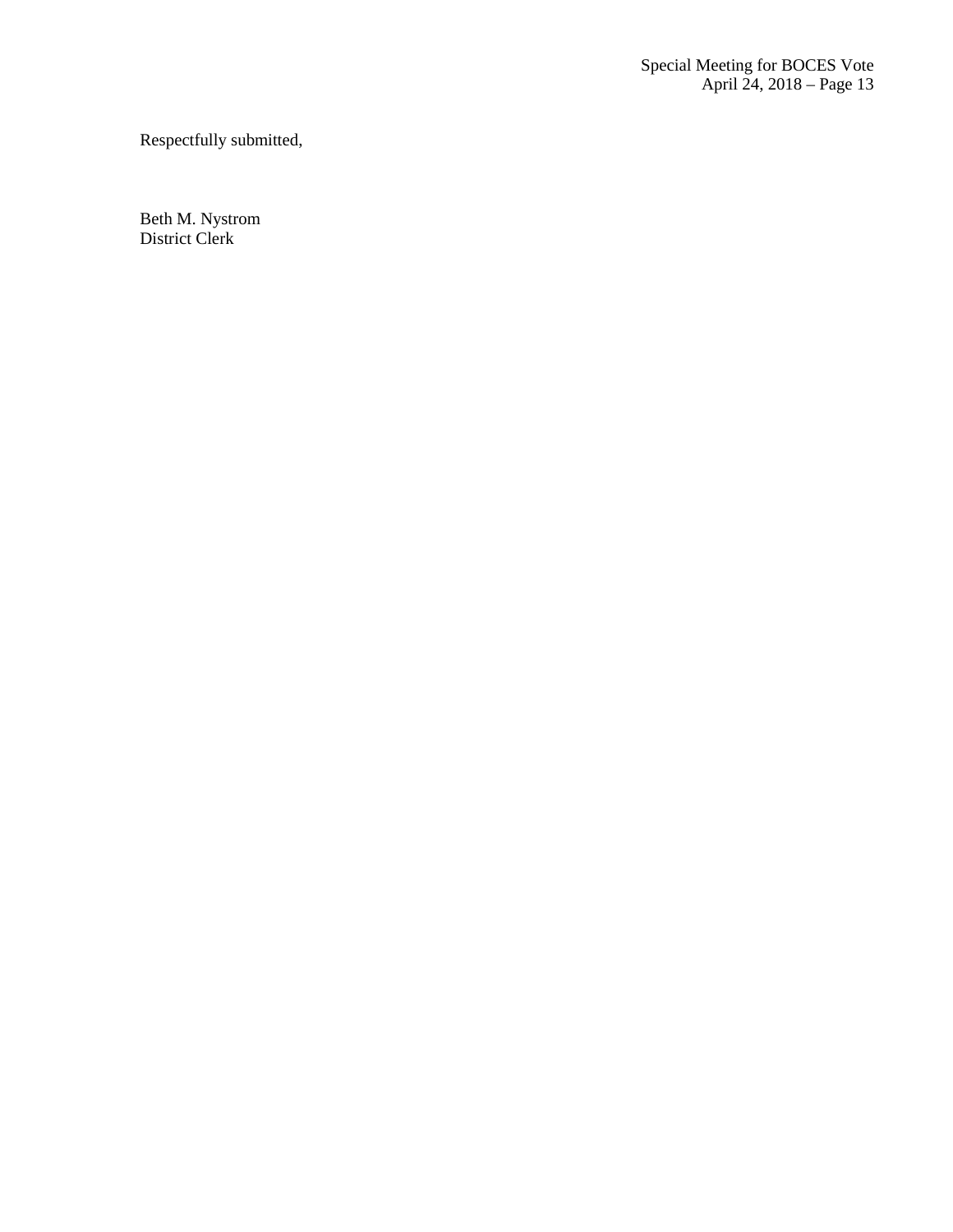Respectfully submitted,

Beth M. Nystrom
District Clerk